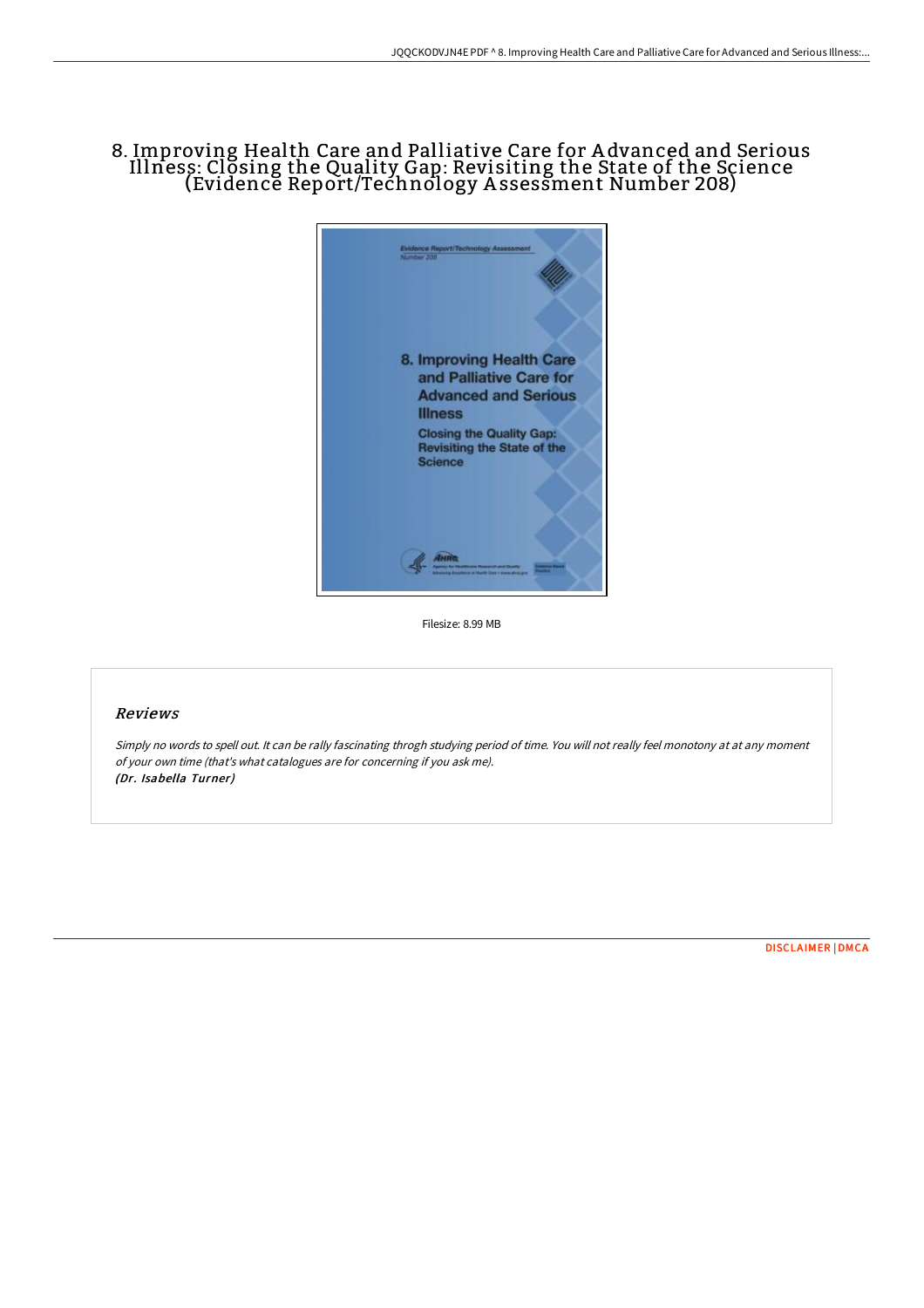# 8. Improving Health Care and Palliative Care for Advanced and Serious Illness: Closing the Quality Gap: Revisiting the State of the Science (Evidence Report/Technology Assessment Number 208)

Filesize: 8.99 MB

## Reviews

*Simply no words to spell out. It can be rally fascinating throgh studying period of time. You will not really feel monotony at at any moment of your own time (that's what catalogues are for concerning if you ask me).*
***(Dr. Isabella Turner)***

DISCLAIMER | DMCA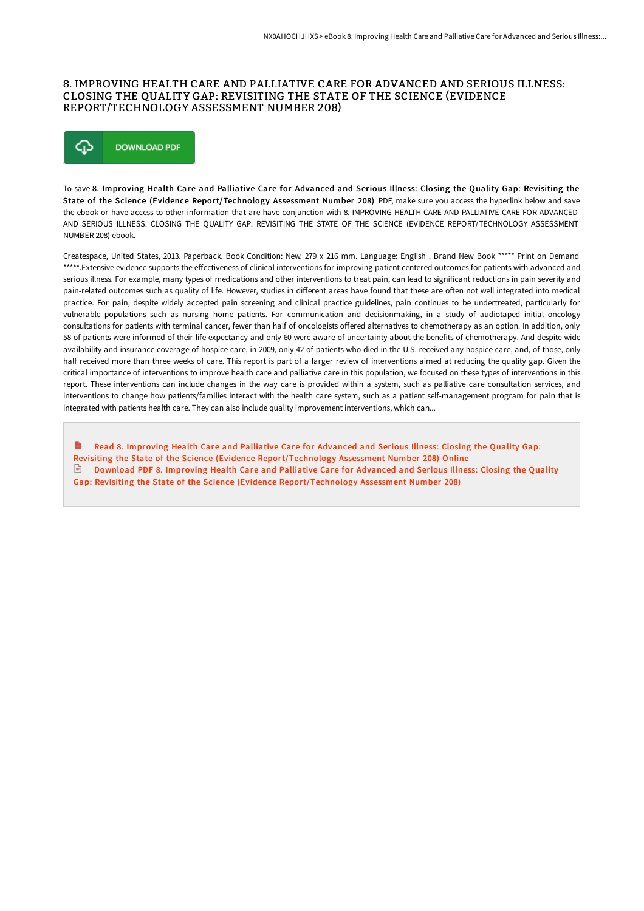# 8. IMPROVING HEALTH CARE AND PALLIATIVE CARE FOR ADVANCED AND SERIOUS ILLNESS: CLOSING THE QUALITY GAP: REVISITING THE STATE OF THE SCIENCE (EVIDENCE REPORT/TECHNOLOGY ASSESSMENT NUMBER 208)

DOWNLOAD PDF

To save **8. Improving Health Care and Palliative Care for Advanced and Serious Illness: Closing the Quality Gap: Revisiting the State of the Science (Evidence Report/Technology Assessment Number 208)** PDF, make sure you access the hyperlink below and save the ebook or have access to other information that are have conjunction with 8. IMPROVING HEALTH CARE AND PALLIATIVE CARE FOR ADVANCED AND SERIOUS ILLNESS: CLOSING THE QUALITY GAP: REVISITING THE STATE OF THE SCIENCE (EVIDENCE REPORT/TECHNOLOGY ASSESSMENT NUMBER 208) ebook.

Createspace, United States, 2013. Paperback. Book Condition: New. 279 x 216 mm. Language: English . Brand New Book ***** Print on Demand *****.Extensive evidence supports the effectiveness of clinical interventions for improving patient centered outcomes for patients with advanced and serious illness. For example, many types of medications and other interventions to treat pain, can lead to significant reductions in pain severity and pain-related outcomes such as quality of life. However, studies in different areas have found that these are often not well integrated into medical practice. For pain, despite widely accepted pain screening and clinical practice guidelines, pain continues to be undertreated, particularly for vulnerable populations such as nursing home patients. For communication and decisionmaking, in a study of audiotaped initial oncology consultations for patients with terminal cancer, fewer than half of oncologists offered alternatives to chemotherapy as an option. In addition, only 58 of patients were informed of their life expectancy and only 60 were aware of uncertainty about the benefits of chemotherapy. And despite wide availability and insurance coverage of hospice care, in 2009, only 42 of patients who died in the U.S. received any hospice care, and, of those, only half received more than three weeks of care. This report is part of a larger review of interventions aimed at reducing the quality gap. Given the critical importance of interventions to improve health care and palliative care in this population, we focused on these types of interventions in this report. These interventions can include changes in the way care is provided within a system, such as palliative care consultation services, and interventions to change how patients/families interact with the health care system, such as a patient self-management program for pain that is integrated with patients health care. They can also include quality improvement interventions, which can...

Read 8. Improving Health Care and Palliative Care for Advanced and Serious Illness: Closing the Quality Gap: Revisiting the State of the Science (Evidence Report/Technology Assessment Number 208) Online

Download PDF 8. Improving Health Care and Palliative Care for Advanced and Serious Illness: Closing the Quality Gap: Revisiting the State of the Science (Evidence Report/Technology Assessment Number 208)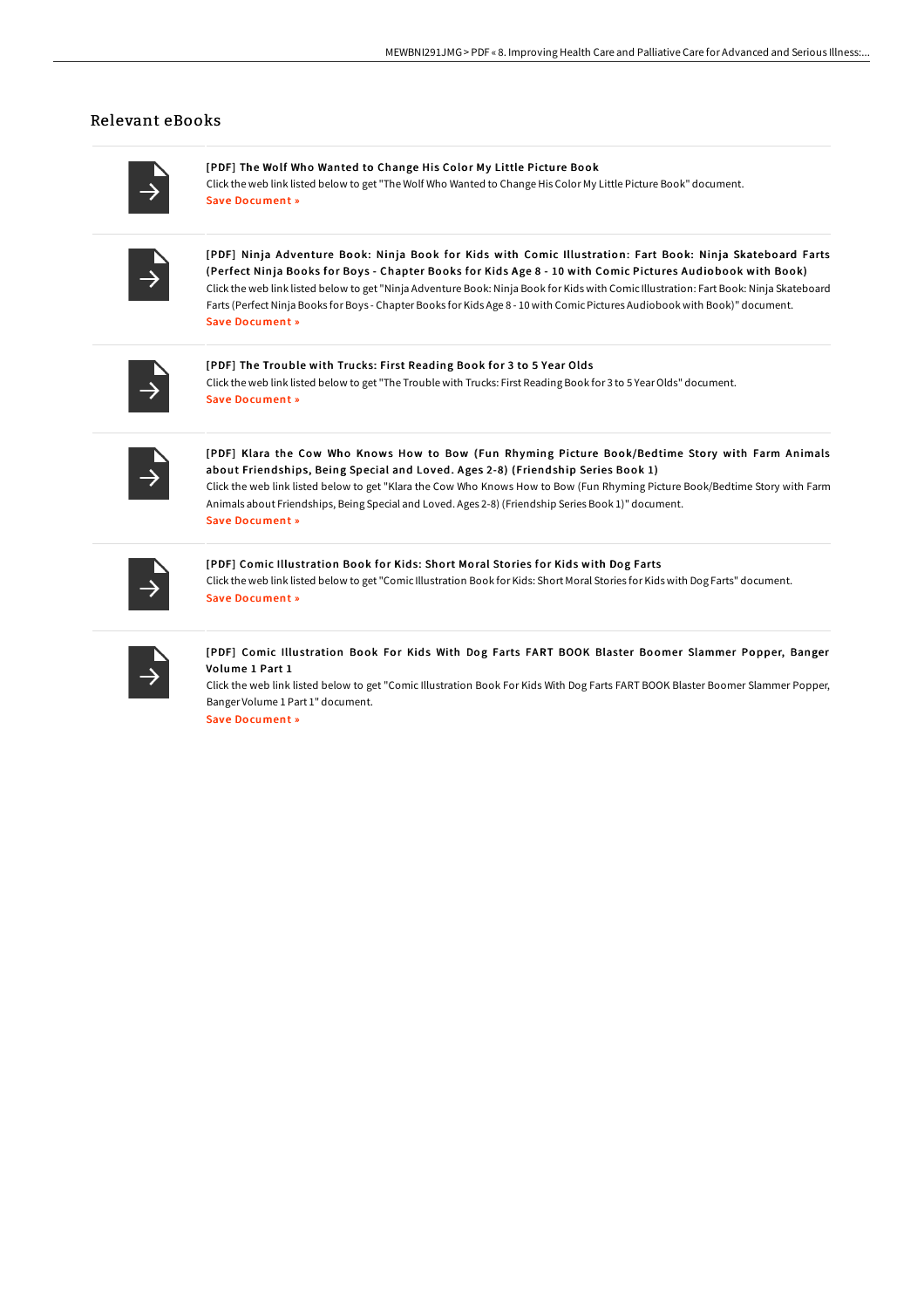## Relevant eBooks

**[PDF] The Wolf Who Wanted to Change His Color My Little Picture Book**

Click the web link listed below to get "The Wolf Who Wanted to Change His Color My Little Picture Book" document.

Save Document »

**[PDF] Ninja Adventure Book: Ninja Book for Kids with Comic Illustration: Fart Book: Ninja Skateboard Farts (Perfect Ninja Books for Boys - Chapter Books for Kids Age 8 - 10 with Comic Pictures Audiobook with Book)**

Click the web link listed below to get "Ninja Adventure Book: Ninja Book for Kids with Comic Illustration: Fart Book: Ninja Skateboard Farts (Perfect Ninja Books for Boys - Chapter Books for Kids Age 8 - 10 with Comic Pictures Audiobook with Book)" document.

Save Document »

**[PDF] The Trouble with Trucks: First Reading Book for 3 to 5 Year Olds**

Click the web link listed below to get "The Trouble with Trucks: First Reading Book for 3 to 5 Year Olds" document.

Save Document »

**[PDF] Klara the Cow Who Knows How to Bow (Fun Rhyming Picture Book/Bedtime Story with Farm Animals about Friendships, Being Special and Loved. Ages 2-8) (Friendship Series Book 1)**

Click the web link listed below to get "Klara the Cow Who Knows How to Bow (Fun Rhyming Picture Book/Bedtime Story with Farm Animals about Friendships, Being Special and Loved. Ages 2-8) (Friendship Series Book 1)" document.

Save Document »

**[PDF] Comic Illustration Book for Kids: Short Moral Stories for Kids with Dog Farts**

Click the web link listed below to get "Comic Illustration Book for Kids: Short Moral Stories for Kids with Dog Farts" document.

Save Document »

**[PDF] Comic Illustration Book For Kids With Dog Farts FART BOOK Blaster Boomer Slammer Popper, Banger Volume 1 Part 1**

Click the web link listed below to get "Comic Illustration Book For Kids With Dog Farts FART BOOK Blaster Boomer Slammer Popper, Banger Volume 1 Part 1" document.

Save Document »